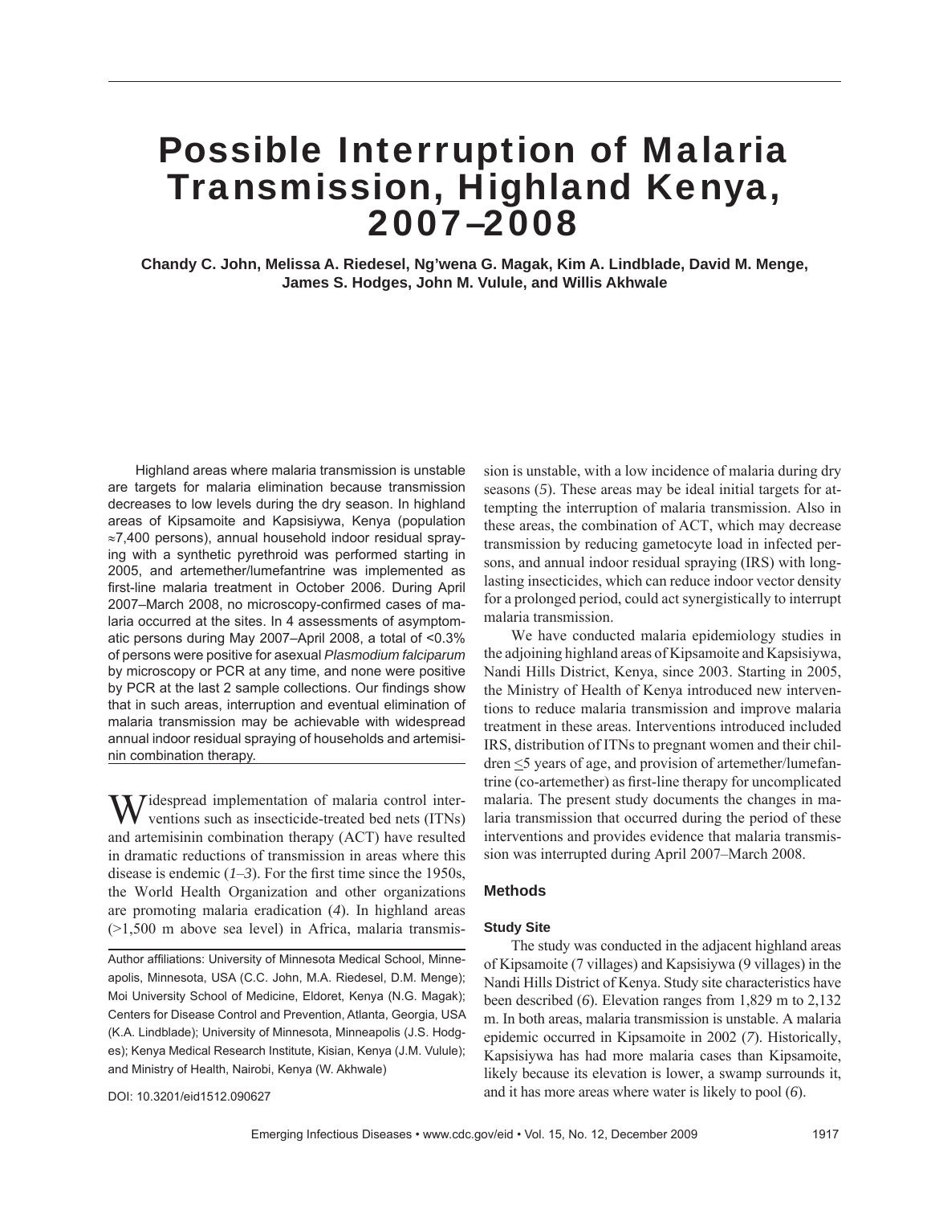# Possible Interruption of Malaria Transmission, Highland Kenya, 2007–2008

**Chandy C. John, Melissa A. Riedesel, Ng'wena G. Magak, Kim A. Lindblade, David M. Menge, James S. Hodges, John M. Vulule, and Willis Akhwale**

Highland areas where malaria transmission is unstable are targets for malaria elimination because transmission decreases to low levels during the dry season. In highland areas of Kipsamoite and Kapsisiywa, Kenya (population ≈7,400 persons), annual household indoor residual spraying with a synthetic pyrethroid was performed starting in 2005, and artemether/lumefantrine was implemented as first-line malaria treatment in October 2006. During April 2007–March 2008, no microscopy-confirmed cases of malaria occurred at the sites. In 4 assessments of asymptomatic persons during May 2007–April 2008, a total of <0.3% of persons were positive for asexual *Plasmodium falciparum* by microscopy or PCR at any time, and none were positive by PCR at the last 2 sample collections. Our findings show that in such areas, interruption and eventual elimination of malaria transmission may be achievable with widespread annual indoor residual spraying of households and artemisinin combination therapy.

Widespread implementation of malaria control interventions such as insecticide-treated bed nets (ITNs) and artemisinin combination therapy (ACT) have resulted in dramatic reductions of transmission in areas where this disease is endemic (*1*–*3*). For the first time since the 1950s, the World Health Organization and other organizations are promoting malaria eradication (*4*). In highland areas (>1,500 m above sea level) in Africa, malaria transmission is unstable, with a low incidence of malaria during dry seasons (*5*). These areas may be ideal initial targets for attempting the interruption of malaria transmission. Also in these areas, the combination of ACT, which may decrease transmission by reducing gametocyte load in infected persons, and annual indoor residual spraying (IRS) with long-lasting insecticides, which can reduce indoor vector density for a prolonged period, could act synergistically to interrupt malaria transmission.

Author affiliations: University of Minnesota Medical School, Minneapolis, Minnesota, USA (C.C. John, M.A. Riedesel, D.M. Menge); Moi University School of Medicine, Eldoret, Kenya (N.G. Magak); Centers for Disease Control and Prevention, Atlanta, Georgia, USA (K.A. Lindblade); University of Minnesota, Minneapolis (J.S. Hodges); Kenya Medical Research Institute, Kisian, Kenya (J.M. Vulule); and Ministry of Health, Nairobi, Kenya (W. Akhwale)

DOI: 10.3201/eid1512.090627

We have conducted malaria epidemiology studies in the adjoining highland areas of Kipsamoite and Kapsisiywa, Nandi Hills District, Kenya, since 2003. Starting in 2005, the Ministry of Health of Kenya introduced new interventions to reduce malaria transmission and improve malaria treatment in these areas. Interventions introduced included IRS, distribution of ITNs to pregnant women and their children ≤5 years of age, and provision of artemether/lumefantrine (co-artemether) as first-line therapy for uncomplicated malaria. The present study documents the changes in malaria transmission that occurred during the period of these interventions and provides evidence that malaria transmission was interrupted during April 2007–March 2008.

## Methods

### Study Site

The study was conducted in the adjacent highland areas of Kipsamoite (7 villages) and Kapsisiywa (9 villages) in the Nandi Hills District of Kenya. Study site characteristics have been described (*6*). Elevation ranges from 1,829 m to 2,132 m. In both areas, malaria transmission is unstable. A malaria epidemic occurred in Kipsamoite in 2002 (*7*). Historically, Kapsisiywa has had more malaria cases than Kipsamoite, likely because its elevation is lower, a swamp surrounds it, and it has more areas where water is likely to pool (*6*).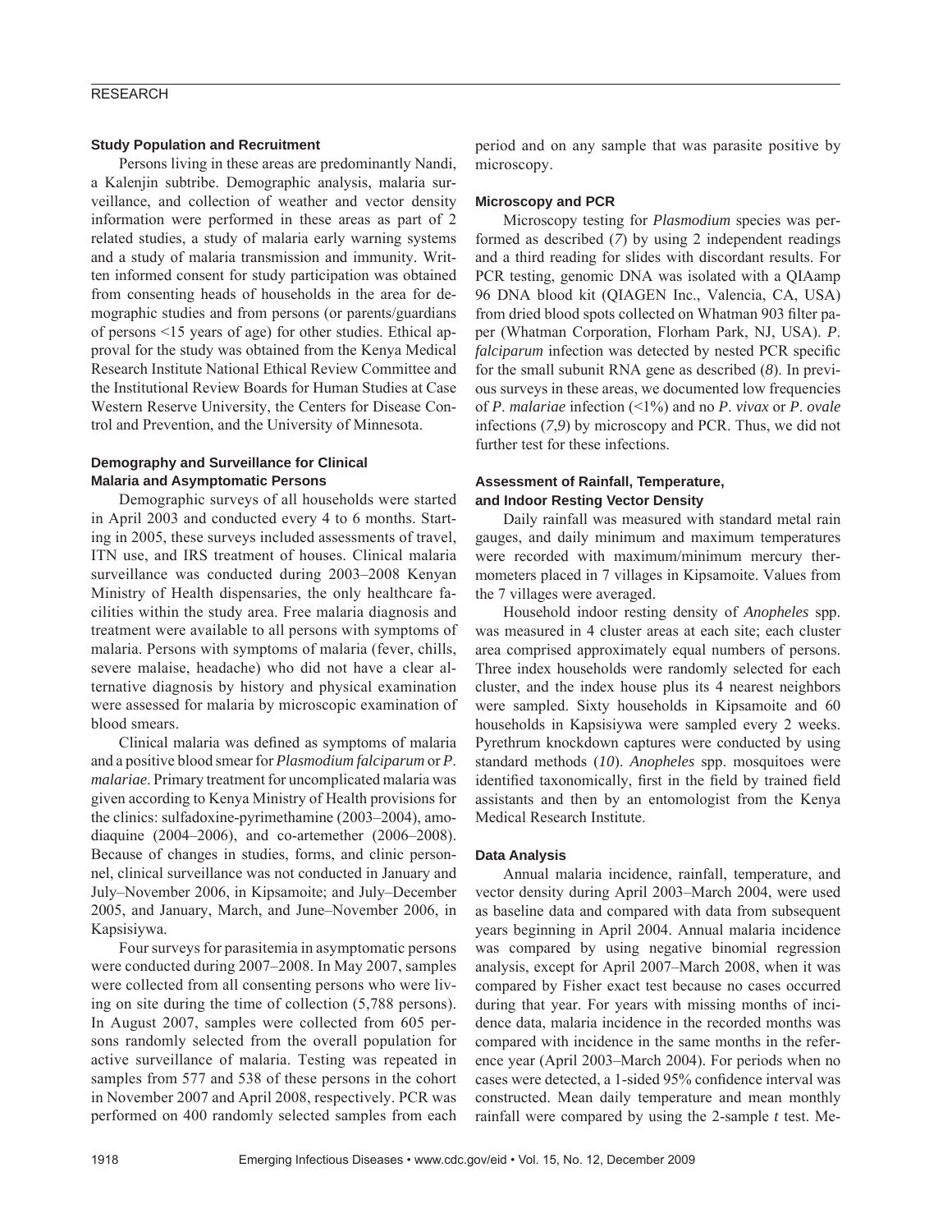### Study Population and Recruitment

Persons living in these areas are predominantly Nandi, a Kalenjin subtribe. Demographic analysis, malaria surveillance, and collection of weather and vector density information were performed in these areas as part of 2 related studies, a study of malaria early warning systems and a study of malaria transmission and immunity. Written informed consent for study participation was obtained from consenting heads of households in the area for demographic studies and from persons (or parents/guardians of persons <15 years of age) for other studies. Ethical approval for the study was obtained from the Kenya Medical Research Institute National Ethical Review Committee and the Institutional Review Boards for Human Studies at Case Western Reserve University, the Centers for Disease Control and Prevention, and the University of Minnesota.

### Demography and Surveillance for Clinical Malaria and Asymptomatic Persons

Demographic surveys of all households were started in April 2003 and conducted every 4 to 6 months. Starting in 2005, these surveys included assessments of travel, ITN use, and IRS treatment of houses. Clinical malaria surveillance was conducted during 2003–2008 Kenyan Ministry of Health dispensaries, the only healthcare facilities within the study area. Free malaria diagnosis and treatment were available to all persons with symptoms of malaria. Persons with symptoms of malaria (fever, chills, severe malaise, headache) who did not have a clear alternative diagnosis by history and physical examination were assessed for malaria by microscopic examination of blood smears.

Clinical malaria was defined as symptoms of malaria and a positive blood smear for *Plasmodium falciparum* or *P. malariae*. Primary treatment for uncomplicated malaria was given according to Kenya Ministry of Health provisions for the clinics: sulfadoxine-pyrimethamine (2003–2004), amodiaquine (2004–2006), and co-artemether (2006–2008). Because of changes in studies, forms, and clinic personnel, clinical surveillance was not conducted in January and July–November 2006, in Kipsamoite; and July–December 2005, and January, March, and June–November 2006, in Kapsisiywa.

Four surveys for parasitemia in asymptomatic persons were conducted during 2007–2008. In May 2007, samples were collected from all consenting persons who were living on site during the time of collection (5,788 persons). In August 2007, samples were collected from 605 persons randomly selected from the overall population for active surveillance of malaria. Testing was repeated in samples from 577 and 538 of these persons in the cohort in November 2007 and April 2008, respectively. PCR was performed on 400 randomly selected samples from each period and on any sample that was parasite positive by microscopy.

### Microscopy and PCR

Microscopy testing for *Plasmodium* species was performed as described (*7*) by using 2 independent readings and a third reading for slides with discordant results. For PCR testing, genomic DNA was isolated with a QIAamp 96 DNA blood kit (QIAGEN Inc., Valencia, CA, USA) from dried blood spots collected on Whatman 903 filter paper (Whatman Corporation, Florham Park, NJ, USA). *P. falciparum* infection was detected by nested PCR specific for the small subunit RNA gene as described (*8*). In previous surveys in these areas, we documented low frequencies of *P. malariae* infection (<1%) and no *P. vivax* or *P. ovale* infections (*7*,*9*) by microscopy and PCR. Thus, we did not further test for these infections.

### Assessment of Rainfall, Temperature, and Indoor Resting Vector Density

Daily rainfall was measured with standard metal rain gauges, and daily minimum and maximum temperatures were recorded with maximum/minimum mercury thermometers placed in 7 villages in Kipsamoite. Values from the 7 villages were averaged.

Household indoor resting density of *Anopheles* spp. was measured in 4 cluster areas at each site; each cluster area comprised approximately equal numbers of persons. Three index households were randomly selected for each cluster, and the index house plus its 4 nearest neighbors were sampled. Sixty households in Kipsamoite and 60 households in Kapsisiywa were sampled every 2 weeks. Pyrethrum knockdown captures were conducted by using standard methods (*10*). *Anopheles* spp. mosquitoes were identified taxonomically, first in the field by trained field assistants and then by an entomologist from the Kenya Medical Research Institute.

### Data Analysis

Annual malaria incidence, rainfall, temperature, and vector density during April 2003–March 2004, were used as baseline data and compared with data from subsequent years beginning in April 2004. Annual malaria incidence was compared by using negative binomial regression analysis, except for April 2007–March 2008, when it was compared by Fisher exact test because no cases occurred during that year. For years with missing months of incidence data, malaria incidence in the recorded months was compared with incidence in the same months in the reference year (April 2003–March 2004). For periods when no cases were detected, a 1-sided 95% confidence interval was constructed. Mean daily temperature and mean monthly rainfall were compared by using the 2-sample *t* test. Me-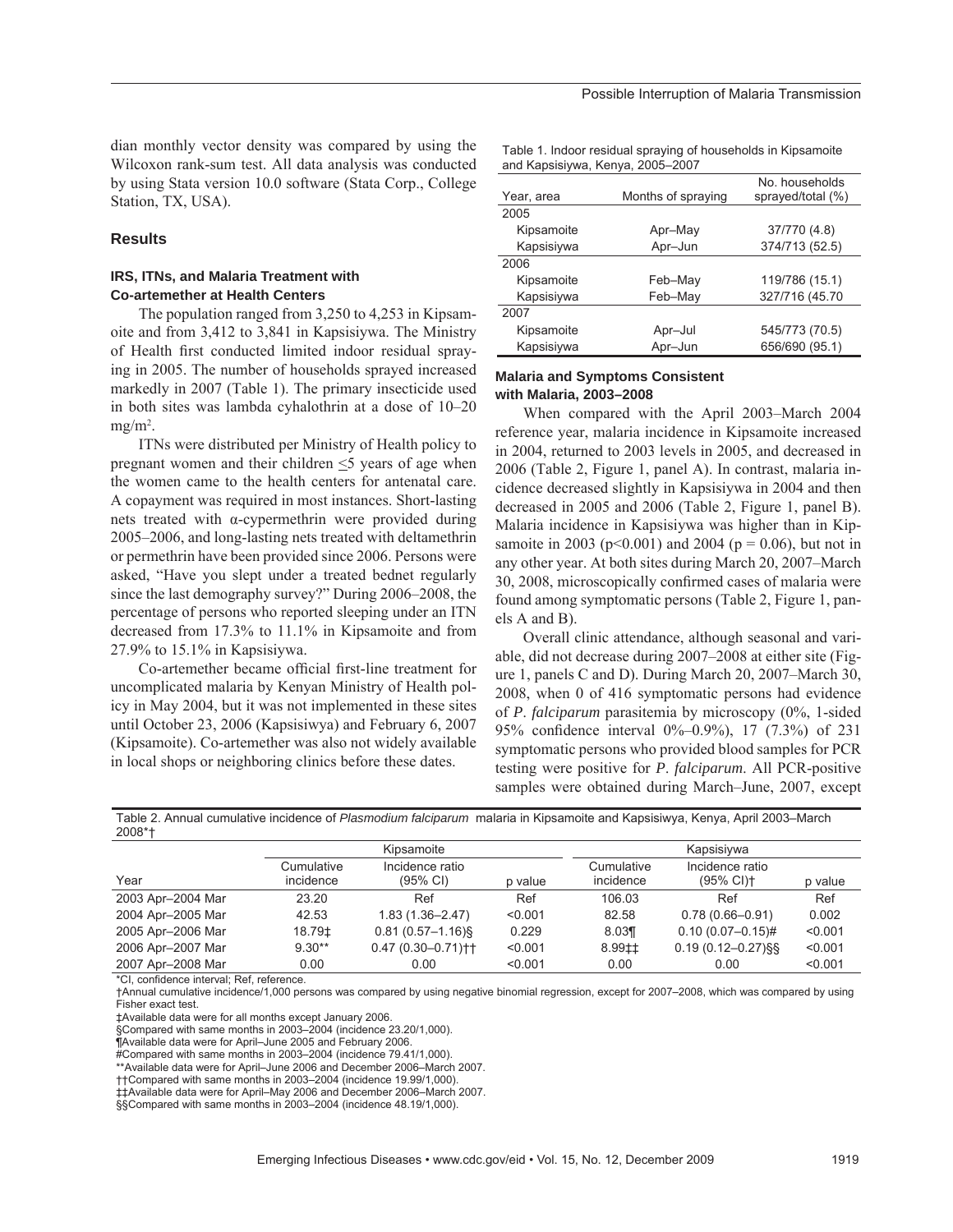dian monthly vector density was compared by using the Wilcoxon rank-sum test. All data analysis was conducted by using Stata version 10.0 software (Stata Corp., College Station, TX, USA).

## Results

### IRS, ITNs, and Malaria Treatment with Co-artemether at Health Centers

The population ranged from 3,250 to 4,253 in Kipsamoite and from 3,412 to 3,841 in Kapsisiywa. The Ministry of Health first conducted limited indoor residual spraying in 2005. The number of households sprayed increased markedly in 2007 (Table 1). The primary insecticide used in both sites was lambda cyhalothrin at a dose of 10–20 mg/m$^2$.

ITNs were distributed per Ministry of Health policy to pregnant women and their children ≤5 years of age when the women came to the health centers for antenatal care. A copayment was required in most instances. Short-lasting nets treated with α-cypermethrin were provided during 2005–2006, and long-lasting nets treated with deltamethrin or permethrin have been provided since 2006. Persons were asked, "Have you slept under a treated bednet regularly since the last demography survey?" During 2006–2008, the percentage of persons who reported sleeping under an ITN decreased from 17.3% to 11.1% in Kipsamoite and from 27.9% to 15.1% in Kapsisiywa.

Co-artemether became official first-line treatment for uncomplicated malaria by Kenyan Ministry of Health policy in May 2004, but it was not implemented in these sites until October 23, 2006 (Kapsisiwya) and February 6, 2007 (Kipsamoite). Co-artemether was also not widely available in local shops or neighboring clinics before these dates.

Table 1. Indoor residual spraying of households in Kipsamoite and Kapsisiywa, Kenya, 2005–2007

| Year, area | Months of spraying | No. households sprayed/total (%) |
|---|---|---|
| 2005 | | |
| Kipsamoite | Apr–May | 37/770 (4.8) |
| Kapsisiywa | Apr–Jun | 374/713 (52.5) |
| 2006 | | |
| Kipsamoite | Feb–May | 119/786 (15.1) |
| Kapsisiywa | Feb–May | 327/716 (45.70 |
| 2007 | | |
| Kipsamoite | Apr–Jul | 545/773 (70.5) |
| Kapsisiywa | Apr–Jun | 656/690 (95.1) |

### Malaria and Symptoms Consistent with Malaria, 2003–2008

When compared with the April 2003–March 2004 reference year, malaria incidence in Kipsamoite increased in 2004, returned to 2003 levels in 2005, and decreased in 2006 (Table 2, Figure 1, panel A). In contrast, malaria incidence decreased slightly in Kapsisiywa in 2004 and then decreased in 2005 and 2006 (Table 2, Figure 1, panel B). Malaria incidence in Kapsisiywa was higher than in Kipsamoite in 2003 ($p<0.001$) and 2004 ($p = 0.06$), but not in any other year. At both sites during March 20, 2007–March 30, 2008, microscopically confirmed cases of malaria were found among symptomatic persons (Table 2, Figure 1, panels A and B).

Overall clinic attendance, although seasonal and variable, did not decrease during 2007–2008 at either site (Figure 1, panels C and D). During March 20, 2007–March 30, 2008, when 0 of 416 symptomatic persons had evidence of *P. falciparum* parasitemia by microscopy (0%, 1-sided 95% confidence interval 0%–0.9%), 17 (7.3%) of 231 symptomatic persons who provided blood samples for PCR testing were positive for *P. falciparum*. All PCR-positive samples were obtained during March–June, 2007, except

Table 2. Annual cumulative incidence of *Plasmodium falciparum* malaria in Kipsamoite and Kapsisiwya, Kenya, April 2003–March 2008*†

| | Kipsamoite | | | Kapsisiywa | | |
|---|---|---|---|---|---|---|
| Year | Cumulative incidence | Incidence ratio (95% CI) | p value | Cumulative incidence | Incidence ratio (95% CI)† | p value |
| 2003 Apr–2004 Mar | 23.20 | Ref | Ref | 106.03 | Ref | Ref |
| 2004 Apr–2005 Mar | 42.53 | 1.83 (1.36–2.47) | <0.001 | 82.58 | 0.78 (0.66–0.91) | 0.002 |
| 2005 Apr–2006 Mar | 18.79‡ | 0.81 (0.57–1.16)§ | 0.229 | 8.03¶ | 0.10 (0.07–0.15)# | <0.001 |
| 2006 Apr–2007 Mar | 9.30** | 0.47 (0.30–0.71)†† | <0.001 | 8.99‡‡ | 0.19 (0.12–0.27)§§ | <0.001 |
| 2007 Apr–2008 Mar | 0.00 | 0.00 | <0.001 | 0.00 | 0.00 | <0.001 |

*CI, confidence interval; Ref, reference.
†Annual cumulative incidence/1,000 persons was compared by using negative binomial regression, except for 2007–2008, which was compared by using Fisher exact test.
‡Available data were for all months except January 2006.
§Compared with same months in 2003–2004 (incidence 23.20/1,000).
¶Available data were for April–June 2005 and February 2006.
#Compared with same months in 2003–2004 (incidence 79.41/1,000).
**Available data were for April–June 2006 and December 2006–March 2007.
††Compared with same months in 2003–2004 (incidence 19.99/1,000).
‡‡Available data were for April–May 2006 and December 2006–March 2007.
§§Compared with same months in 2003–2004 (incidence 48.19/1,000).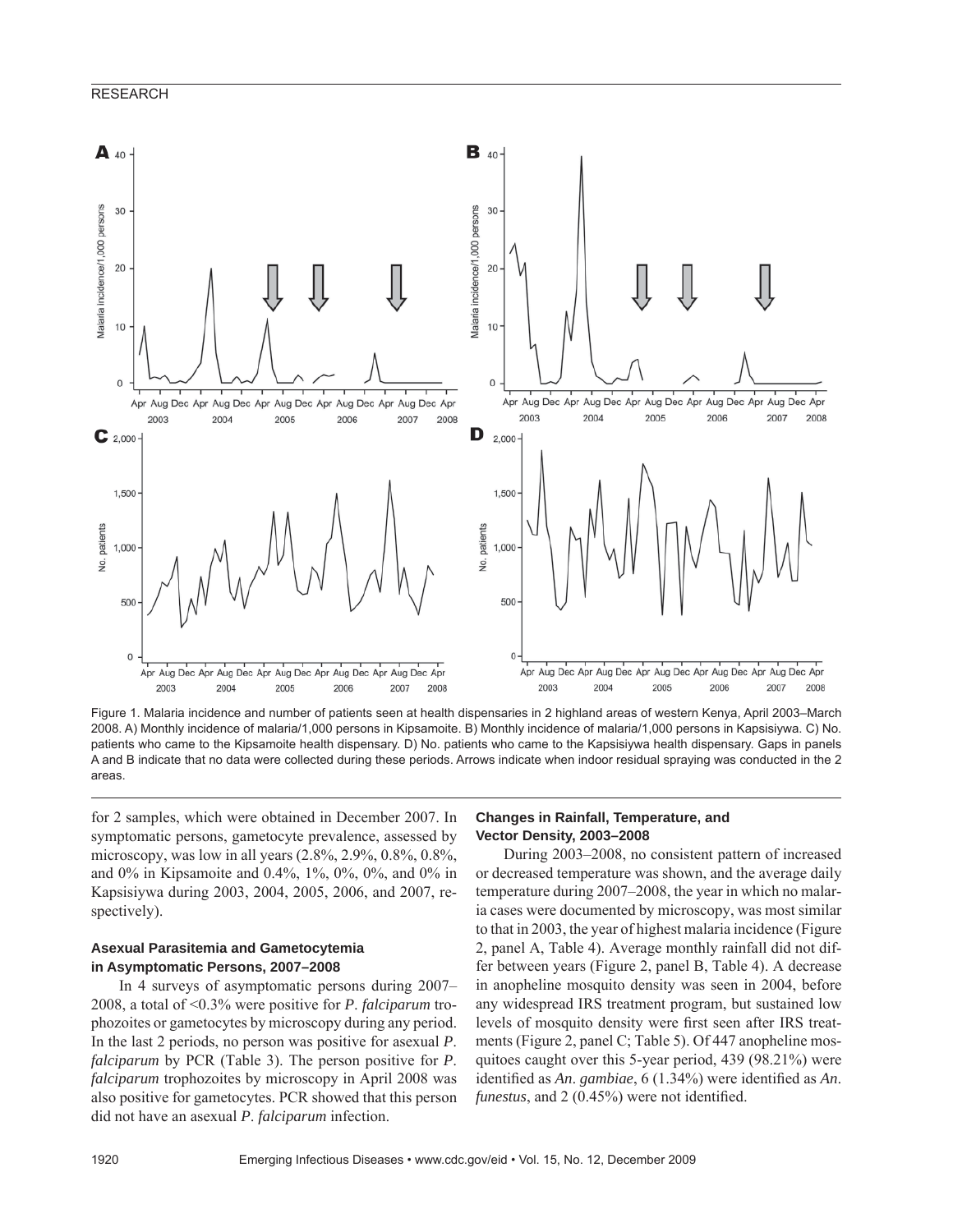Figure 1. Malaria incidence and number of patients seen at health dispensaries in 2 highland areas of western Kenya, April 2003–March 2008. A) Monthly incidence of malaria/1,000 persons in Kipsamoite. B) Monthly incidence of malaria/1,000 persons in Kapsisiywa. C) No. patients who came to the Kipsamoite health dispensary. D) No. patients who came to the Kapsisiywa health dispensary. Gaps in panels A and B indicate that no data were collected during these periods. Arrows indicate when indoor residual spraying was conducted in the 2 areas.

for 2 samples, which were obtained in December 2007. In symptomatic persons, gametocyte prevalence, assessed by microscopy, was low in all years (2.8%, 2.9%, 0.8%, 0.8%, and 0% in Kipsamoite and 0.4%, 1%, 0%, 0%, and 0% in Kapsisiywa during 2003, 2004, 2005, 2006, and 2007, respectively).

### Asexual Parasitemia and Gametocytemia in Asymptomatic Persons, 2007–2008

In 4 surveys of asymptomatic persons during 2007–2008, a total of <0.3% were positive for *P. falciparum* trophozoites or gametocytes by microscopy during any period. In the last 2 periods, no person was positive for asexual *P. falciparum* by PCR (Table 3). The person positive for *P. falciparum* trophozoites by microscopy in April 2008 was also positive for gametocytes. PCR showed that this person did not have an asexual *P. falciparum* infection.

### Changes in Rainfall, Temperature, and Vector Density, 2003–2008

During 2003–2008, no consistent pattern of increased or decreased temperature was shown, and the average daily temperature during 2007–2008, the year in which no malaria cases were documented by microscopy, was most similar to that in 2003, the year of highest malaria incidence (Figure 2, panel A, Table 4). Average monthly rainfall did not differ between years (Figure 2, panel B, Table 4). A decrease in anopheline mosquito density was seen in 2004, before any widespread IRS treatment program, but sustained low levels of mosquito density were first seen after IRS treatments (Figure 2, panel C; Table 5). Of 447 anopheline mosquitoes caught over this 5-year period, 439 (98.21%) were identified as *An. gambiae*, 6 (1.34%) were identified as *An. funestus*, and 2 (0.45%) were not identified.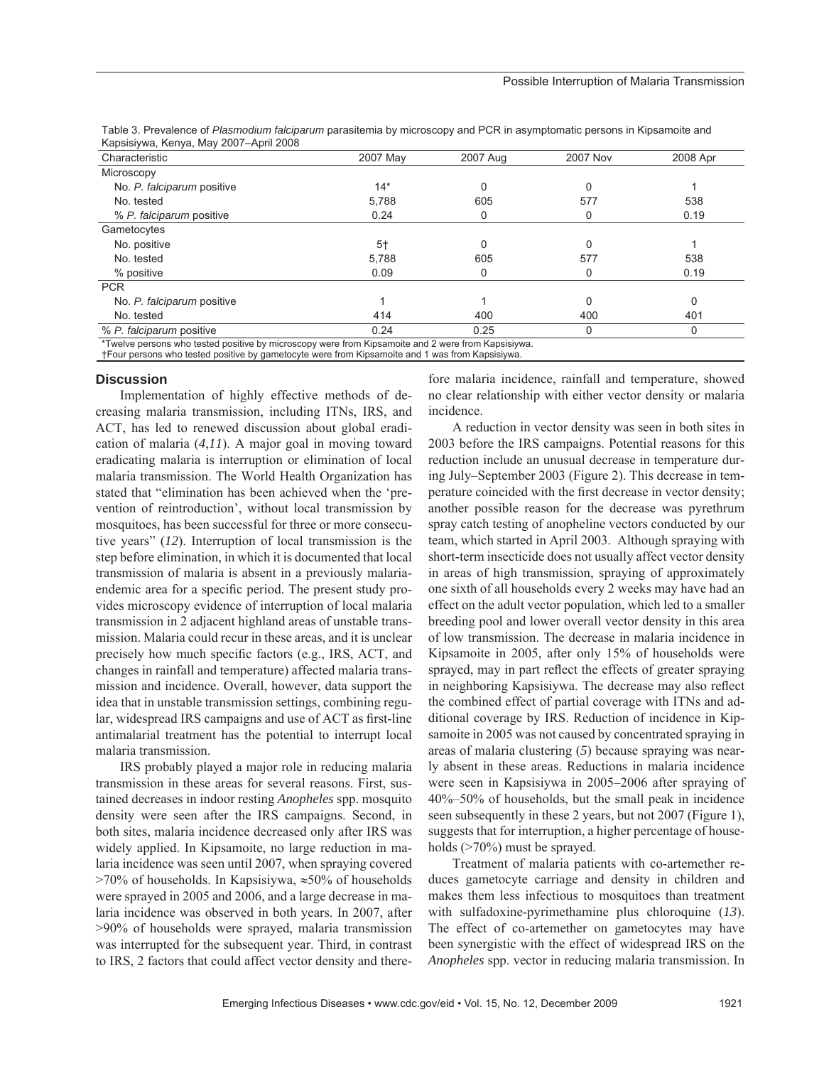Table 3. Prevalence of *Plasmodium falciparum* parasitemia by microscopy and PCR in asymptomatic persons in Kipsamoite and Kapsisiywa, Kenya, May 2007–April 2008

| Characteristic | 2007 May | 2007 Aug | 2007 Nov | 2008 Apr |
|---|---|---|---|---|
| Microscopy | | | | |
| No. *P. falciparum* positive | 14* | 0 | 0 | 1 |
| No. tested | 5,788 | 605 | 577 | 538 |
| % *P. falciparum* positive | 0.24 | 0 | 0 | 0.19 |
| Gametocytes | | | | |
| No. positive | 5† | 0 | 0 | 1 |
| No. tested | 5,788 | 605 | 577 | 538 |
| % positive | 0.09 | 0 | 0 | 0.19 |
| PCR | | | | |
| No. *P. falciparum* positive | 1 | 1 | 0 | 0 |
| No. tested | 414 | 400 | 400 | 401 |
| % *P. falciparum* positive | 0.24 | 0.25 | 0 | 0 |

*Twelve persons who tested positive by microscopy were from Kipsamoite and 2 were from Kapsisiywa.
†Four persons who tested positive by gametocyte were from Kipsamoite and 1 was from Kapsisiywa.

## Discussion

Implementation of highly effective methods of decreasing malaria transmission, including ITNs, IRS, and ACT, has led to renewed discussion about global eradication of malaria (*4*,*11*). A major goal in moving toward eradicating malaria is interruption or elimination of local malaria transmission. The World Health Organization has stated that "elimination has been achieved when the 'prevention of reintroduction', without local transmission by mosquitoes, has been successful for three or more consecutive years" (*12*). Interruption of local transmission is the step before elimination, in which it is documented that local transmission of malaria is absent in a previously malaria-endemic area for a specific period. The present study provides microscopy evidence of interruption of local malaria transmission in 2 adjacent highland areas of unstable transmission. Malaria could recur in these areas, and it is unclear precisely how much specific factors (e.g., IRS, ACT, and changes in rainfall and temperature) affected malaria transmission and incidence. Overall, however, data support the idea that in unstable transmission settings, combining regular, widespread IRS campaigns and use of ACT as first-line antimalarial treatment has the potential to interrupt local malaria transmission.

IRS probably played a major role in reducing malaria transmission in these areas for several reasons. First, sustained decreases in indoor resting *Anopheles* spp. mosquito density were seen after the IRS campaigns. Second, in both sites, malaria incidence decreased only after IRS was widely applied. In Kipsamoite, no large reduction in malaria incidence was seen until 2007, when spraying covered >70% of households. In Kapsisiywa, ≈50% of households were sprayed in 2005 and 2006, and a large decrease in malaria incidence was observed in both years. In 2007, after >90% of households were sprayed, malaria transmission was interrupted for the subsequent year. Third, in contrast to IRS, 2 factors that could affect vector density and therefore malaria incidence, rainfall and temperature, showed no clear relationship with either vector density or malaria incidence.

A reduction in vector density was seen in both sites in 2003 before the IRS campaigns. Potential reasons for this reduction include an unusual decrease in temperature during July–September 2003 (Figure 2). This decrease in temperature coincided with the first decrease in vector density; another possible reason for the decrease was pyrethrum spray catch testing of anopheline vectors conducted by our team, which started in April 2003. Although spraying with short-term insecticide does not usually affect vector density in areas of high transmission, spraying of approximately one sixth of all households every 2 weeks may have had an effect on the adult vector population, which led to a smaller breeding pool and lower overall vector density in this area of low transmission. The decrease in malaria incidence in Kipsamoite in 2005, after only 15% of households were sprayed, may in part reflect the effects of greater spraying in neighboring Kapsisiywa. The decrease may also reflect the combined effect of partial coverage with ITNs and additional coverage by IRS. Reduction of incidence in Kipsamoite in 2005 was not caused by concentrated spraying in areas of malaria clustering (*5*) because spraying was nearly absent in these areas. Reductions in malaria incidence were seen in Kapsisiywa in 2005–2006 after spraying of 40%–50% of households, but the small peak in incidence seen subsequently in these 2 years, but not 2007 (Figure 1), suggests that for interruption, a higher percentage of households (>70%) must be sprayed.

Treatment of malaria patients with co-artemether reduces gametocyte carriage and density in children and makes them less infectious to mosquitoes than treatment with sulfadoxine-pyrimethamine plus chloroquine (*13*). The effect of co-artemether on gametocytes may have been synergistic with the effect of widespread IRS on the *Anopheles* spp. vector in reducing malaria transmission. In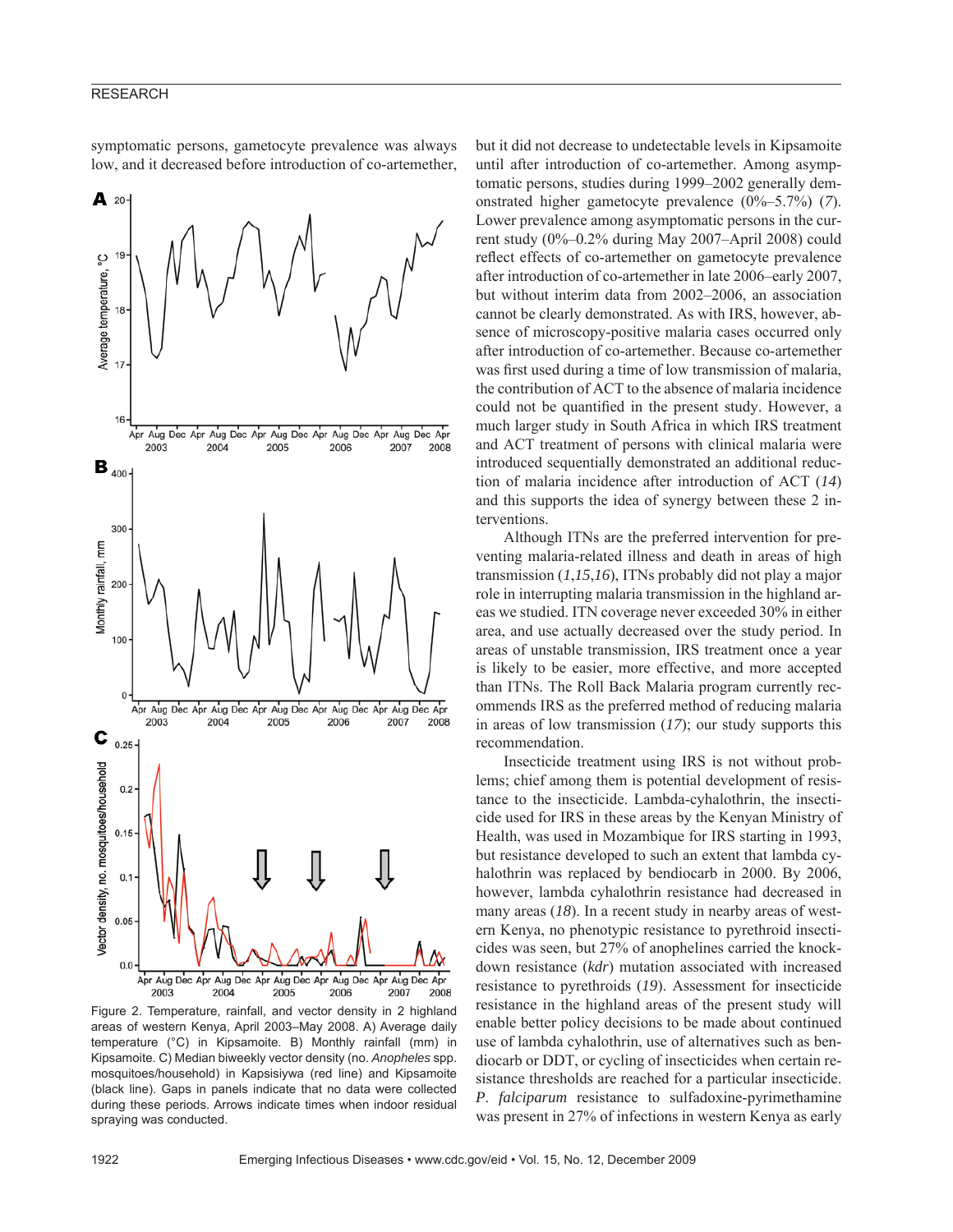symptomatic persons, gametocyte prevalence was always low, and it decreased before introduction of co-artemether, but it did not decrease to undetectable levels in Kipsamoite until after introduction of co-artemether. Among asymptomatic persons, studies during 1999–2002 generally demonstrated higher gametocyte prevalence (0%–5.7%) (*7*). Lower prevalence among asymptomatic persons in the current study (0%–0.2% during May 2007–April 2008) could reflect effects of co-artemether on gametocyte prevalence after introduction of co-artemether in late 2006–early 2007, but without interim data from 2002–2006, an association cannot be clearly demonstrated. As with IRS, however, absence of microscopy-positive malaria cases occurred only after introduction of co-artemether. Because co-artemether was first used during a time of low transmission of malaria, the contribution of ACT to the absence of malaria incidence could not be quantified in the present study. However, a much larger study in South Africa in which IRS treatment and ACT treatment of persons with clinical malaria were introduced sequentially demonstrated an additional reduction of malaria incidence after introduction of ACT (*14*) and this supports the idea of synergy between these 2 interventions.

Figure 2. Temperature, rainfall, and vector density in 2 highland areas of western Kenya, April 2003–May 2008. A) Average daily temperature (°C) in Kipsamoite. B) Monthly rainfall (mm) in Kipsamoite. C) Median biweekly vector density (no. *Anopheles* spp. mosquitoes/household) in Kapsisiywa (red line) and Kipsamoite (black line). Gaps in panels indicate that no data were collected during these periods. Arrows indicate times when indoor residual spraying was conducted.

Although ITNs are the preferred intervention for preventing malaria-related illness and death in areas of high transmission (*1*,*15*,*16*), ITNs probably did not play a major role in interrupting malaria transmission in the highland areas we studied. ITN coverage never exceeded 30% in either area, and use actually decreased over the study period. In areas of unstable transmission, IRS treatment once a year is likely to be easier, more effective, and more accepted than ITNs. The Roll Back Malaria program currently recommends IRS as the preferred method of reducing malaria in areas of low transmission (*17*); our study supports this recommendation.

Insecticide treatment using IRS is not without problems; chief among them is potential development of resistance to the insecticide. Lambda-cyhalothrin, the insecticide used for IRS in these areas by the Kenyan Ministry of Health, was used in Mozambique for IRS starting in 1993, but resistance developed to such an extent that lambda cyhalothrin was replaced by bendiocarb in 2000. By 2006, however, lambda cyhalothrin resistance had decreased in many areas (*18*). In a recent study in nearby areas of western Kenya, no phenotypic resistance to pyrethroid insecticides was seen, but 27% of anophelines carried the knockdown resistance (*kdr*) mutation associated with increased resistance to pyrethroids (*19*). Assessment for insecticide resistance in the highland areas of the present study will enable better policy decisions to be made about continued use of lambda cyhalothrin, use of alternatives such as bendiocarb or DDT, or cycling of insecticides when certain resistance thresholds are reached for a particular insecticide. *P. falciparum* resistance to sulfadoxine-pyrimethamine was present in 27% of infections in western Kenya as early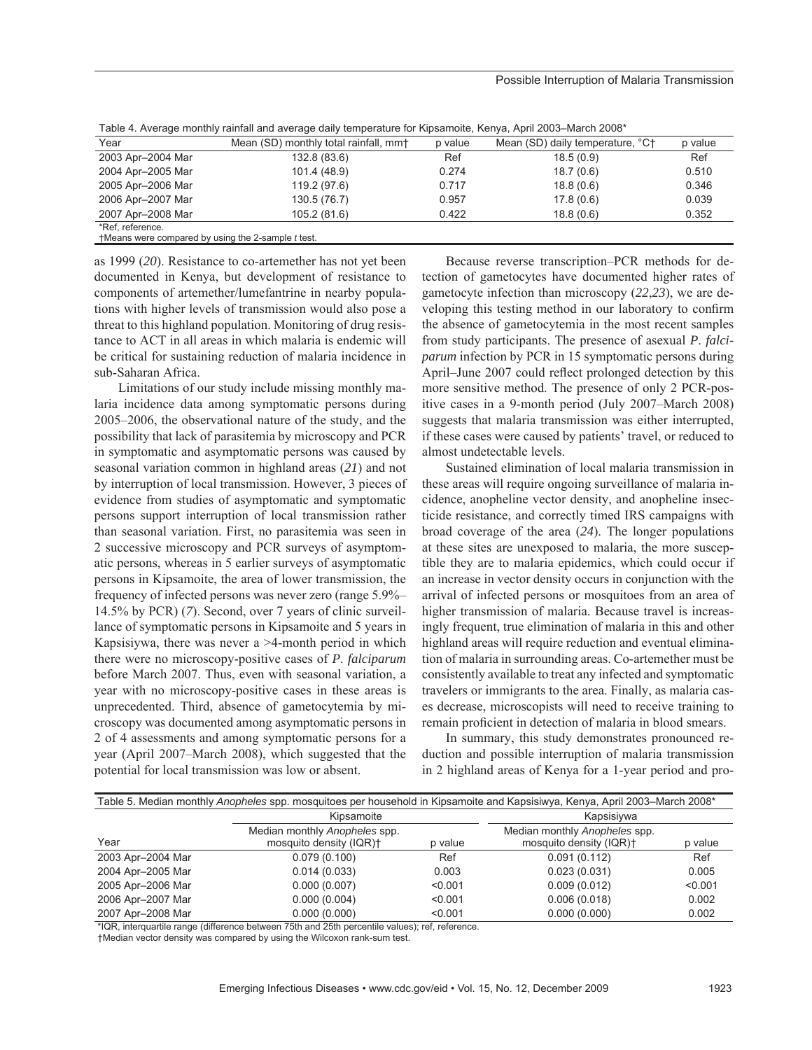Table 4. Average monthly rainfall and average daily temperature for Kipsamoite, Kenya, April 2003–March 2008*

| Year | Mean (SD) monthly total rainfall, mm† | p value | Mean (SD) daily temperature, °C† | p value |
|---|---|---|---|---|
| 2003 Apr–2004 Mar | 132.8 (83.6) | Ref | 18.5 (0.9) | Ref |
| 2004 Apr–2005 Mar | 101.4 (48.9) | 0.274 | 18.7 (0.6) | 0.510 |
| 2005 Apr–2006 Mar | 119.2 (97.6) | 0.717 | 18.8 (0.6) | 0.346 |
| 2006 Apr–2007 Mar | 130.5 (76.7) | 0.957 | 17.8 (0.6) | 0.039 |
| 2007 Apr–2008 Mar | 105.2 (81.6) | 0.422 | 18.8 (0.6) | 0.352 |

*Ref, reference.
†Means were compared by using the 2-sample *t* test.

as 1999 (*20*). Resistance to co-artemether has not yet been documented in Kenya, but development of resistance to components of artemether/lumefantrine in nearby populations with higher levels of transmission would also pose a threat to this highland population. Monitoring of drug resistance to ACT in all areas in which malaria is endemic will be critical for sustaining reduction of malaria incidence in sub-Saharan Africa.

Limitations of our study include missing monthly malaria incidence data among symptomatic persons during 2005–2006, the observational nature of the study, and the possibility that lack of parasitemia by microscopy and PCR in symptomatic and asymptomatic persons was caused by seasonal variation common in highland areas (*21*) and not by interruption of local transmission. However, 3 pieces of evidence from studies of asymptomatic and symptomatic persons support interruption of local transmission rather than seasonal variation. First, no parasitemia was seen in 2 successive microscopy and PCR surveys of asymptomatic persons, whereas in 5 earlier surveys of asymptomatic persons in Kipsamoite, the area of lower transmission, the frequency of infected persons was never zero (range 5.9%–14.5% by PCR) (*7*). Second, over 7 years of clinic surveillance of symptomatic persons in Kipsamoite and 5 years in Kapsisiywa, there was never a >4-month period in which there were no microscopy-positive cases of *P. falciparum* before March 2007. Thus, even with seasonal variation, a year with no microscopy-positive cases in these areas is unprecedented. Third, absence of gametocytemia by microscopy was documented among asymptomatic persons in 2 of 4 assessments and among symptomatic persons for a year (April 2007–March 2008), which suggested that the potential for local transmission was low or absent.

Because reverse transcription–PCR methods for detection of gametocytes have documented higher rates of gametocyte infection than microscopy (*22*,*23*), we are developing this testing method in our laboratory to confirm the absence of gametocytemia in the most recent samples from study participants. The presence of asexual *P. falciparum* infection by PCR in 15 symptomatic persons during April–June 2007 could reflect prolonged detection by this more sensitive method. The presence of only 2 PCR-positive cases in a 9-month period (July 2007–March 2008) suggests that malaria transmission was either interrupted, if these cases were caused by patients' travel, or reduced to almost undetectable levels.

Sustained elimination of local malaria transmission in these areas will require ongoing surveillance of malaria incidence, anopheline vector density, and anopheline insecticide resistance, and correctly timed IRS campaigns with broad coverage of the area (*24*). The longer populations at these sites are unexposed to malaria, the more susceptible they are to malaria epidemics, which could occur if an increase in vector density occurs in conjunction with the arrival of infected persons or mosquitoes from an area of higher transmission of malaria. Because travel is increasingly frequent, true elimination of malaria in this and other highland areas will require reduction and eventual elimination of malaria in surrounding areas. Co-artemether must be consistently available to treat any infected and symptomatic travelers or immigrants to the area. Finally, as malaria cases decrease, microscopists will need to receive training to remain proficient in detection of malaria in blood smears.

In summary, this study demonstrates pronounced reduction and possible interruption of malaria transmission in 2 highland areas of Kenya for a 1-year period and pro-

Table 5. Median monthly *Anopheles* spp. mosquitoes per household in Kipsamoite and Kapsisiwya, Kenya, April 2003–March 2008*

| | Kipsamoite | | Kapsisiywa | |
|---|---|---|---|---|
| Year | Median monthly *Anopheles* spp. mosquito density (IQR)† | p value | Median monthly *Anopheles* spp. mosquito density (IQR)† | p value |
| 2003 Apr–2004 Mar | 0.079 (0.100) | Ref | 0.091 (0.112) | Ref |
| 2004 Apr–2005 Mar | 0.014 (0.033) | 0.003 | 0.023 (0.031) | 0.005 |
| 2005 Apr–2006 Mar | 0.000 (0.007) | <0.001 | 0.009 (0.012) | <0.001 |
| 2006 Apr–2007 Mar | 0.000 (0.004) | <0.001 | 0.006 (0.018) | 0.002 |
| 2007 Apr–2008 Mar | 0.000 (0.000) | <0.001 | 0.000 (0.000) | 0.002 |

*IQR, interquartile range (difference between 75th and 25th percentile values); ref, reference.
†Median vector density was compared by using the Wilcoxon rank-sum test.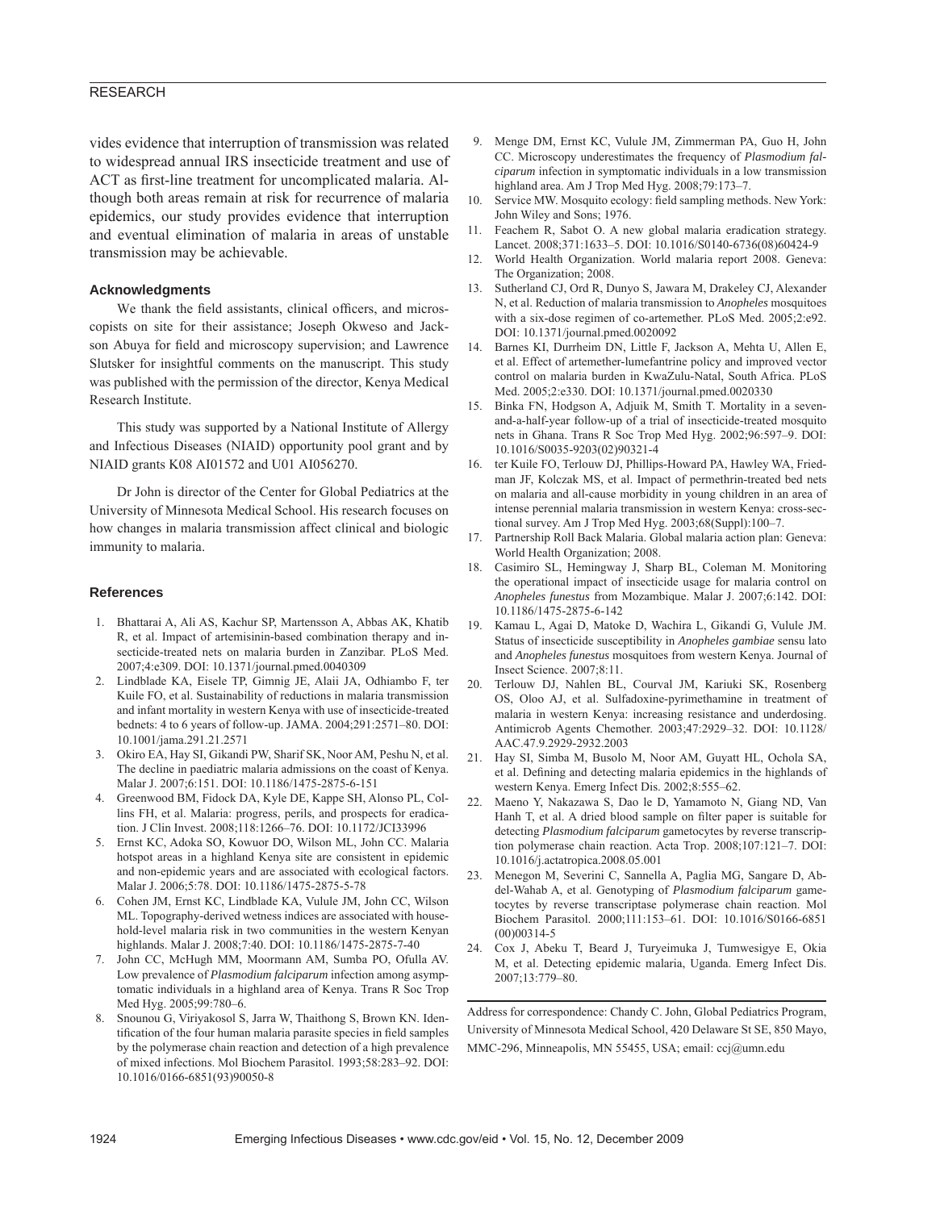vides evidence that interruption of transmission was related to widespread annual IRS insecticide treatment and use of ACT as first-line treatment for uncomplicated malaria. Although both areas remain at risk for recurrence of malaria epidemics, our study provides evidence that interruption and eventual elimination of malaria in areas of unstable transmission may be achievable.

## Acknowledgments

We thank the field assistants, clinical officers, and microscopists on site for their assistance; Joseph Okweso and Jackson Abuya for field and microscopy supervision; and Lawrence Slutsker for insightful comments on the manuscript. This study was published with the permission of the director, Kenya Medical Research Institute.

This study was supported by a National Institute of Allergy and Infectious Diseases (NIAID) opportunity pool grant and by NIAID grants K08 AI01572 and U01 AI056270.

Dr John is director of the Center for Global Pediatrics at the University of Minnesota Medical School. His research focuses on how changes in malaria transmission affect clinical and biologic immunity to malaria.

## References

1. Bhattarai A, Ali AS, Kachur SP, Martensson A, Abbas AK, Khatib R, et al. Impact of artemisinin-based combination therapy and insecticide-treated nets on malaria burden in Zanzibar. PLoS Med. 2007;4:e309. DOI: 10.1371/journal.pmed.0040309
2. Lindblade KA, Eisele TP, Gimnig JE, Alaii JA, Odhiambo F, ter Kuile FO, et al. Sustainability of reductions in malaria transmission and infant mortality in western Kenya with use of insecticide-treated bednets: 4 to 6 years of follow-up. JAMA. 2004;291:2571–80. DOI: 10.1001/jama.291.21.2571
3. Okiro EA, Hay SI, Gikandi PW, Sharif SK, Noor AM, Peshu N, et al. The decline in paediatric malaria admissions on the coast of Kenya. Malar J. 2007;6:151. DOI: 10.1186/1475-2875-6-151
4. Greenwood BM, Fidock DA, Kyle DE, Kappe SH, Alonso PL, Collins FH, et al. Malaria: progress, perils, and prospects for eradication. J Clin Invest. 2008;118:1266–76. DOI: 10.1172/JCI33996
5. Ernst KC, Adoka SO, Kowuor DO, Wilson ML, John CC. Malaria hotspot areas in a highland Kenya site are consistent in epidemic and non-epidemic years and are associated with ecological factors. Malar J. 2006;5:78. DOI: 10.1186/1475-2875-5-78
6. Cohen JM, Ernst KC, Lindblade KA, Vulule JM, John CC, Wilson ML. Topography-derived wetness indices are associated with household-level malaria risk in two communities in the western Kenyan highlands. Malar J. 2008;7:40. DOI: 10.1186/1475-2875-7-40
7. John CC, McHugh MM, Moormann AM, Sumba PO, Ofulla AV. Low prevalence of *Plasmodium falciparum* infection among asymptomatic individuals in a highland area of Kenya. Trans R Soc Trop Med Hyg. 2005;99:780–6.
8. Snounou G, Viriyakosol S, Jarra W, Thaithong S, Brown KN. Identification of the four human malaria parasite species in field samples by the polymerase chain reaction and detection of a high prevalence of mixed infections. Mol Biochem Parasitol. 1993;58:283–92. DOI: 10.1016/0166-6851(93)90050-8
9. Menge DM, Ernst KC, Vulule JM, Zimmerman PA, Guo H, John CC. Microscopy underestimates the frequency of *Plasmodium falciparum* infection in symptomatic individuals in a low transmission highland area. Am J Trop Med Hyg. 2008;79:173–7.
10. Service MW. Mosquito ecology: field sampling methods. New York: John Wiley and Sons; 1976.
11. Feachem R, Sabot O. A new global malaria eradication strategy. Lancet. 2008;371:1633–5. DOI: 10.1016/S0140-6736(08)60424-9
12. World Health Organization. World malaria report 2008. Geneva: The Organization; 2008.
13. Sutherland CJ, Ord R, Dunyo S, Jawara M, Drakeley CJ, Alexander N, et al. Reduction of malaria transmission to *Anopheles* mosquitoes with a six-dose regimen of co-artemether. PLoS Med. 2005;2:e92. DOI: 10.1371/journal.pmed.0020092
14. Barnes KI, Durrheim DN, Little F, Jackson A, Mehta U, Allen E, et al. Effect of artemether-lumefantrine policy and improved vector control on malaria burden in KwaZulu-Natal, South Africa. PLoS Med. 2005;2:e330. DOI: 10.1371/journal.pmed.0020330
15. Binka FN, Hodgson A, Adjuik M, Smith T. Mortality in a seven-and-a-half-year follow-up of a trial of insecticide-treated mosquito nets in Ghana. Trans R Soc Trop Med Hyg. 2002;96:597–9. DOI: 10.1016/S0035-9203(02)90321-4
16. ter Kuile FO, Terlouw DJ, Phillips-Howard PA, Hawley WA, Friedman JF, Kolczak MS, et al. Impact of permethrin-treated bed nets on malaria and all-cause morbidity in young children in an area of intense perennial malaria transmission in western Kenya: cross-sectional survey. Am J Trop Med Hyg. 2003;68(Suppl):100–7.
17. Partnership Roll Back Malaria. Global malaria action plan: Geneva: World Health Organization; 2008.
18. Casimiro SL, Hemingway J, Sharp BL, Coleman M. Monitoring the operational impact of insecticide usage for malaria control on *Anopheles funestus* from Mozambique. Malar J. 2007;6:142. DOI: 10.1186/1475-2875-6-142
19. Kamau L, Agai D, Matoke D, Wachira L, Gikandi G, Vulule JM. Status of insecticide susceptibility in *Anopheles gambiae* sensu lato and *Anopheles funestus* mosquitoes from western Kenya. Journal of Insect Science. 2007;8:11.
20. Terlouw DJ, Nahlen BL, Courval JM, Kariuki SK, Rosenberg OS, Oloo AJ, et al. Sulfadoxine-pyrimethamine in treatment of malaria in western Kenya: increasing resistance and underdosing. Antimicrob Agents Chemother. 2003;47:2929–32. DOI: 10.1128/AAC.47.9.2929-2932.2003
21. Hay SI, Simba M, Busolo M, Noor AM, Guyatt HL, Ochola SA, et al. Defining and detecting malaria epidemics in the highlands of western Kenya. Emerg Infect Dis. 2002;8:555–62.
22. Maeno Y, Nakazawa S, Dao le D, Yamamoto N, Giang ND, Van Hanh T, et al. A dried blood sample on filter paper is suitable for detecting *Plasmodium falciparum* gametocytes by reverse transcription polymerase chain reaction. Acta Trop. 2008;107:121–7. DOI: 10.1016/j.actatropica.2008.05.001
23. Menegon M, Severini C, Sannella A, Paglia MG, Sangare D, Abdel-Wahab A, et al. Genotyping of *Plasmodium falciparum* gametocytes by reverse transcriptase polymerase chain reaction. Mol Biochem Parasitol. 2000;111:153–61. DOI: 10.1016/S0166-6851(00)00314-5
24. Cox J, Abeku T, Beard J, Turyeimuka J, Tumwesigye E, Okia M, et al. Detecting epidemic malaria, Uganda. Emerg Infect Dis. 2007;13:779–80.

Address for correspondence: Chandy C. John, Global Pediatrics Program, University of Minnesota Medical School, 420 Delaware St SE, 850 Mayo, MMC-296, Minneapolis, MN 55455, USA; email: ccj@umn.edu